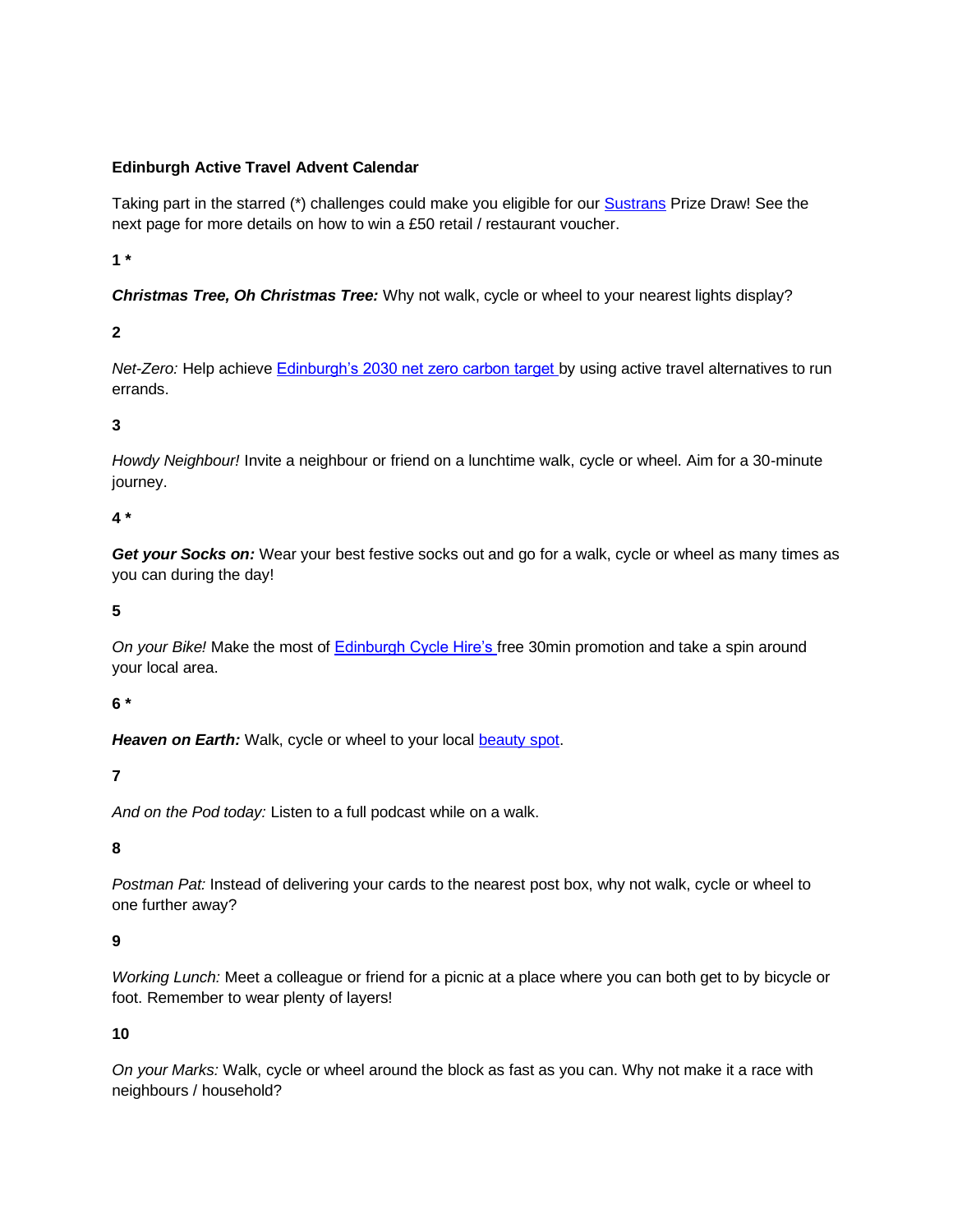**Edinburgh Active Travel Advent Calendar**

Taking part in the starred (*) challenges could make you eligible for our Sustrans Prize Draw! See the next page for more details on how to win a £50 retail / restaurant voucher.

**1 ***

***Christmas Tree, Oh Christmas Tree:*** Why not walk, cycle or wheel to your nearest lights display?

**2**

*Net-Zero:* Help achieve Edinburgh's 2030 net zero carbon target by using active travel alternatives to run errands.

**3**

*Howdy Neighbour!* Invite a neighbour or friend on a lunchtime walk, cycle or wheel. Aim for a 30-minute journey.

**4 ***

***Get your Socks on:*** Wear your best festive socks out and go for a walk, cycle or wheel as many times as you can during the day!

**5**

*On your Bike!* Make the most of Edinburgh Cycle Hire's free 30min promotion and take a spin around your local area.

**6 ***

***Heaven on Earth:*** Walk, cycle or wheel to your local beauty spot.

**7**

*And on the Pod today:* Listen to a full podcast while on a walk.

**8**

*Postman Pat:* Instead of delivering your cards to the nearest post box, why not walk, cycle or wheel to one further away?

**9**

*Working Lunch:* Meet a colleague or friend for a picnic at a place where you can both get to by bicycle or foot. Remember to wear plenty of layers!

**10**

*On your Marks:* Walk, cycle or wheel around the block as fast as you can. Why not make it a race with neighbours / household?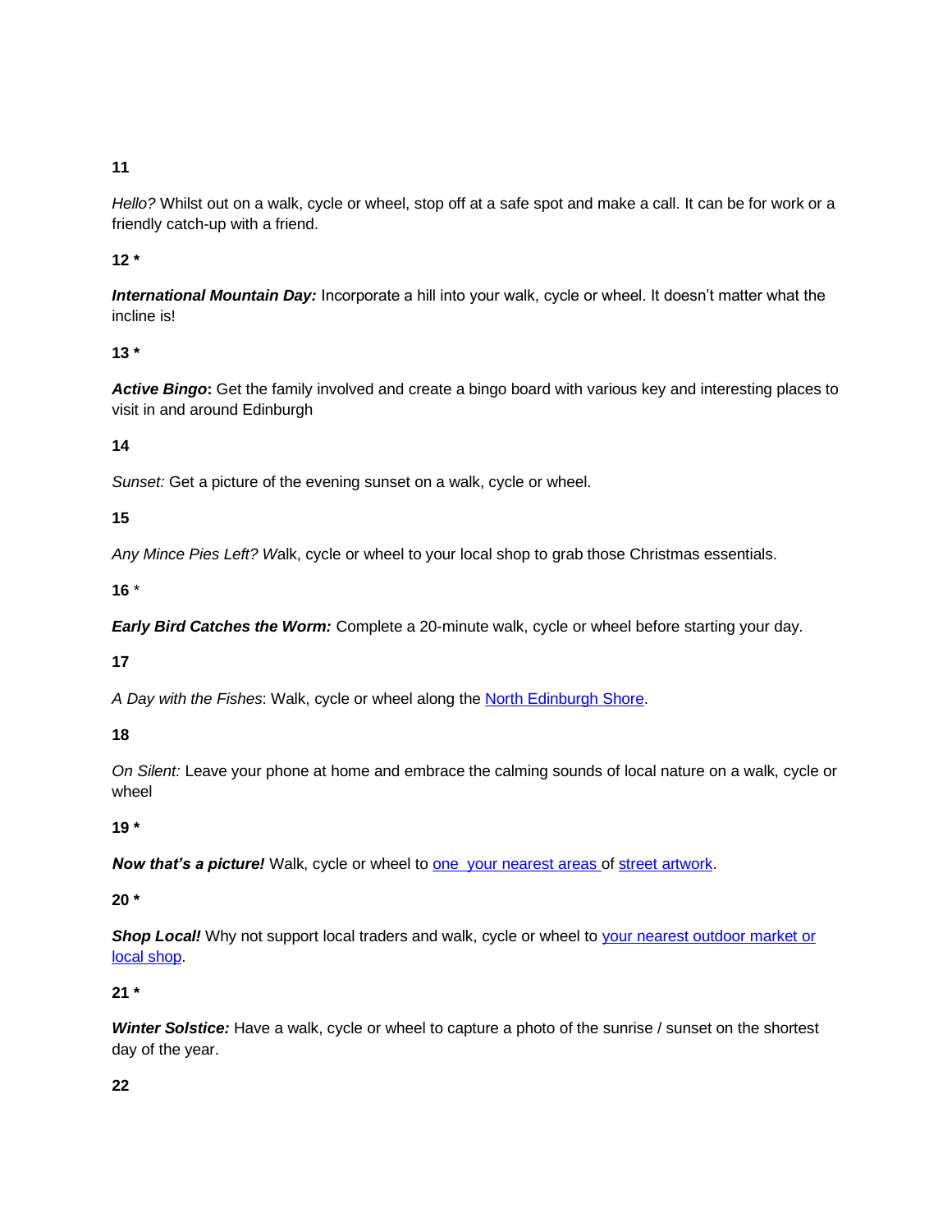**11**

*Hello?* Whilst out on a walk, cycle or wheel, stop off at a safe spot and make a call. It can be for work or a friendly catch-up with a friend.

**12 \***

***International Mountain Day:*** Incorporate a hill into your walk, cycle or wheel. It doesn't matter what the incline is!

**13 \***

***Active Bingo*: Get the family involved and create a bingo board with various key and interesting places to visit in and around Edinburgh**

**14**

*Sunset:* Get a picture of the evening sunset on a walk, cycle or wheel.

**15**

*Any Mince Pies Left? W*alk, cycle or wheel to your local shop to grab those Christmas essentials.

**16** *

***Early Bird Catches the Worm:*** Complete a 20-minute walk, cycle or wheel before starting your day.

**17**

*A Day with the Fishes*: Walk, cycle or wheel along the North Edinburgh Shore.

**18**

*On Silent:* Leave your phone at home and embrace the calming sounds of local nature on a walk, cycle or wheel

**19 \***

***Now that's a picture!*** Walk, cycle or wheel to one your nearest areas of street artwork.

**20 \***

***Shop Local!*** Why not support local traders and walk, cycle or wheel to your nearest outdoor market or local shop.

**21 \***

***Winter Solstice:*** Have a walk, cycle or wheel to capture a photo of the sunrise / sunset on the shortest day of the year.

**22**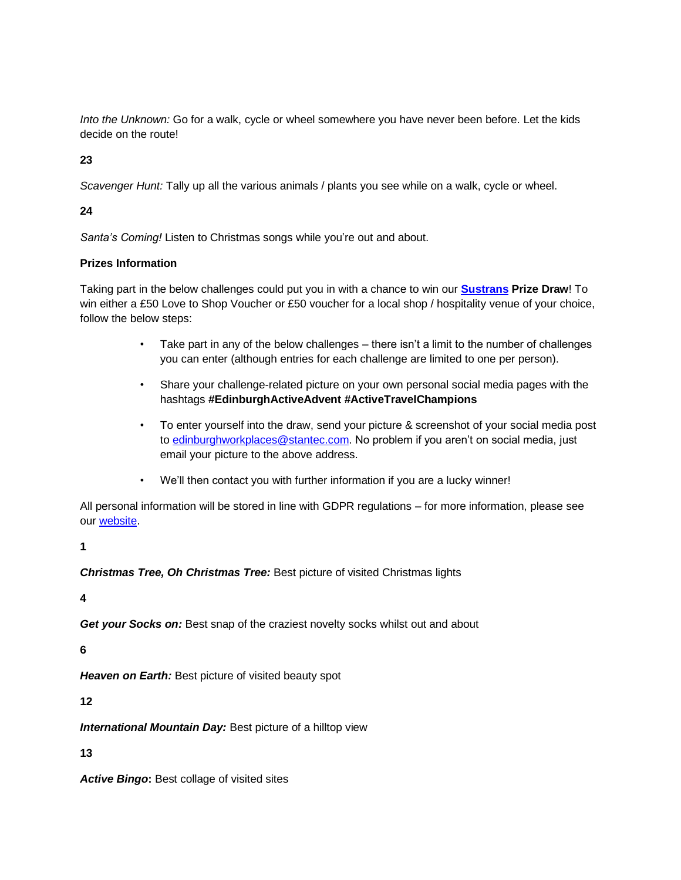*Into the Unknown:* Go for a walk, cycle or wheel somewhere you have never been before. Let the kids decide on the route!

**23**

*Scavenger Hunt:* Tally up all the various animals / plants you see while on a walk, cycle or wheel.

**24**

*Santa's Coming!* Listen to Christmas songs while you're out and about.

**Prizes Information**

Taking part in the below challenges could put you in with a chance to win our **[Sustrans](#) Prize Draw**! To win either a £50 Love to Shop Voucher or £50 voucher for a local shop / hospitality venue of your choice, follow the below steps:

- Take part in any of the below challenges – there isn't a limit to the number of challenges you can enter (although entries for each challenge are limited to one per person).
- Share your challenge-related picture on your own personal social media pages with the hashtags **#EdinburghActiveAdvent #ActiveTravelChampions**
- To enter yourself into the draw, send your picture & screenshot of your social media post to edinburghworkplaces@stantec.com. No problem if you aren't on social media, just email your picture to the above address.
- We'll then contact you with further information if you are a lucky winner!

All personal information will be stored in line with GDPR regulations – for more information, please see our [website](#).

**1**

***Christmas Tree, Oh Christmas Tree:*** Best picture of visited Christmas lights

**4**

***Get your Socks on:*** Best snap of the craziest novelty socks whilst out and about

**6**

***Heaven on Earth:*** Best picture of visited beauty spot

**12**

***International Mountain Day:*** Best picture of a hilltop view

**13**

***Active Bingo*:** Best collage of visited sites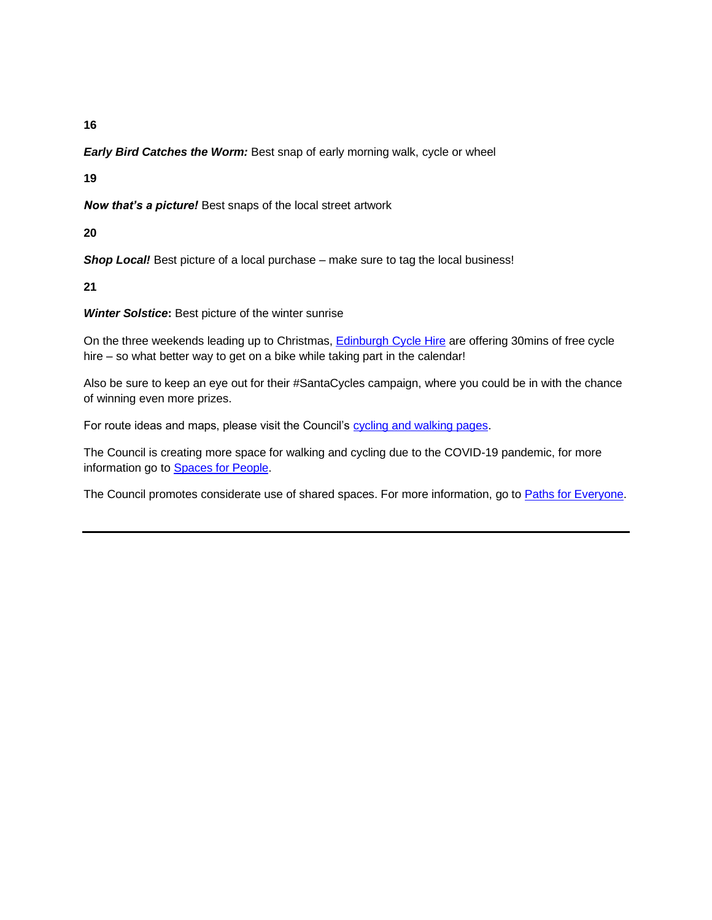**16**

***Early Bird Catches the Worm:*** Best snap of early morning walk, cycle or wheel

**19**

***Now that's a picture!*** Best snaps of the local street artwork

**20**

***Shop Local!*** Best picture of a local purchase – make sure to tag the local business!

**21**

***Winter Solstice*:** Best picture of the winter sunrise

On the three weekends leading up to Christmas, Edinburgh Cycle Hire are offering 30mins of free cycle hire – so what better way to get on a bike while taking part in the calendar!

Also be sure to keep an eye out for their #SantaCycles campaign, where you could be in with the chance of winning even more prizes.

For route ideas and maps, please visit the Council's cycling and walking pages.

The Council is creating more space for walking and cycling due to the COVID-19 pandemic, for more information go to Spaces for People.

The Council promotes considerate use of shared spaces. For more information, go to Paths for Everyone.

---